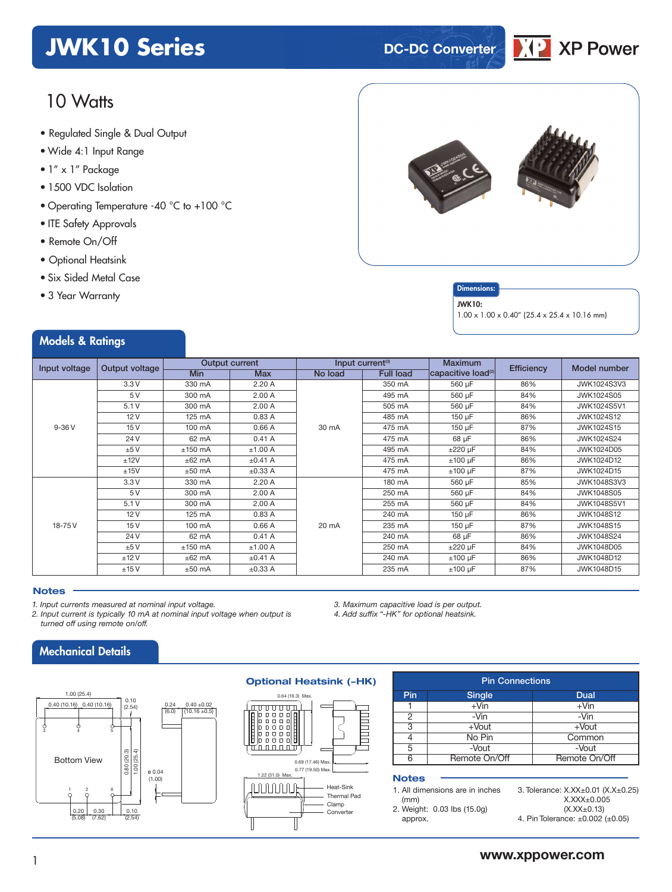# JWK10 Series

DC-DC Converter

## 10 Watts

- Regulated Single & Dual Output
- Wide 4:1 Input Range
- 1" x 1" Package
- 1500 VDC Isolation
- Operating Temperature -40 °C to +100 °C
- ITE Safety Approvals
- Remote On/Off
- Optional Heatsink
- Six Sided Metal Case
- 3 Year Warranty

**Dimensions:**

**JWK10:**
1.00 x 1.00 x 0.40" (25.4 x 25.4 x 10.16 mm)

## Models & Ratings

| Input voltage | Output voltage | Output current | | Input current[3] | | Maximum capacitive load[2] | Efficiency | Model number |
|---|---|---|---|---|---|---|---|---|
| | | Min | Max | No load | Full load | | | |
| 9-36 V | 3.3 V | 330 mA | 2.20 A | 30 mA | 350 mA | 560 µF | 86% | JWK1024S3V3 |
| | 5 V | 300 mA | 2.00 A | | 495 mA | 560 µF | 84% | JWK1024S05 |
| | 5.1 V | 300 mA | 2.00 A | | 505 mA | 560 µF | 84% | JWK1024S5V1 |
| | 12 V | 125 mA | 0.83 A | | 485 mA | 150 µF | 86% | JWK1024S12 |
| | 15 V | 100 mA | 0.66 A | | 475 mA | 150 µF | 87% | JWK1024S15 |
| | 24 V | 62 mA | 0.41 A | | 475 mA | 68 µF | 86% | JWK1024S24 |
| | ±5 V | ±150 mA | ±1.00 A | | 495 mA | ±220 µF | 84% | JWK1024D05 |
| | ±12V | ±62 mA | ±0.41 A | | 475 mA | ±100 µF | 86% | JWK1024D12 |
| | ±15V | ±50 mA | ±0.33 A | | 475 mA | ±100 µF | 87% | JWK1024D15 |
| 18-75 V | 3.3 V | 330 mA | 2.20 A | 20 mA | 180 mA | 560 µF | 85% | JWK1048S3V3 |
| | 5 V | 300 mA | 2.00 A | | 250 mA | 560 µF | 84% | JWK1048S05 |
| | 5.1 V | 300 mA | 2.00 A | | 255 mA | 560 µF | 84% | JWK1048S5V1 |
| | 12 V | 125 mA | 0.83 A | | 240 mA | 150 µF | 86% | JWK1048S12 |
| | 15 V | 100 mA | 0.66 A | | 235 mA | 150 µF | 87% | JWK1048S15 |
| | 24 V | 62 mA | 0.41 A | | 240 mA | 68 µF | 86% | JWK1048S24 |
| | ±5 V | ±150 mA | ±1.00 A | | 250 mA | ±220 µF | 84% | JWK1048D05 |
| | ±12 V | ±62 mA | ±0.41 A | | 240 mA | ±100 µF | 86% | JWK1048D12 |
| | ±15 V | ±50 mA | ±0.33 A | | 235 mA | ±100 µF | 87% | JWK1048D15 |

### Notes

*1. Input currents measured at nominal input voltage.*
*2. Input current is typically 10 mA at nominal input voltage when output is turned off using remote on/off.*
*3. Maximum capacitive load is per output.*
*4. Add suffix "-HK" for optional heatsink.*

## Mechanical Details

Bottom View

1.00 (25.4) · 0.40 (10.16) · 0.40 (10.16) · 0.10 (2.54) · 0.80 (20.3) · 1.00 (25.4) · 0.20 (5.08) · 0.30 (7.62) · 0.10 (2.54) · ø 0.04 (1.00) · 0.24 (6.0) · 0.40 ±0.02 (10.16 ±0.5)

### Optional Heatsink (-HK)

0.64 (16.3) Max. · 0.69 (17.46) Max. · 0.77 (19.50) Max. · 1.22 (31.0) Max.

Heat-Sink · Thermal Pad · Clamp · Converter

| Pin Connections | | |
|---|---|---|
| Pin | Single | Dual |
| 1 | +Vin | +Vin |
| 2 | -Vin | -Vin |
| 3 | +Vout | +Vout |
| 4 | No Pin | Common |
| 5 | -Vout | -Vout |
| 6 | Remote On/Off | Remote On/Off |

### Notes

1. All dimensions are in inches (mm)
2. Weight: 0.03 lbs (15.0g) approx.
3. Tolerance: X.XX±0.01 (X.X±0.25) X.XXX±0.005 (X.XX±0.13)
4. Pin Tolerance: ±0.002 (±0.05)

www.xppower.com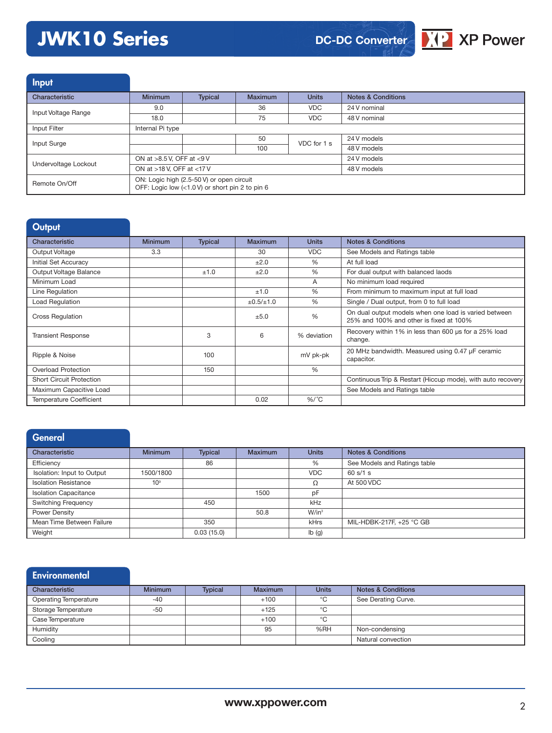## Input

| Characteristic | Minimum | Typical | Maximum | Units | Notes & Conditions |
|---|---|---|---|---|---|
| Input Voltage Range | 9.0 | | 36 | VDC | 24 V nominal |
| | 18.0 | | 75 | VDC | 48 V nominal |
| Input Filter | Internal Pi type | | | | |
| Input Surge | | | 50 | VDC for 1 s | 24 V models |
| | | | 100 | | 48 V models |
| Undervoltage Lockout | ON at >8.5 V, OFF at <9 V | | | | 24 V models |
| | ON at >18 V, OFF at <17 V | | | | 48 V models |
| Remote On/Off | ON: Logic high (2.5-50 V) or open circuit<br>OFF: Logic low (<1.0 V) or short pin 2 to pin 6 | | | | |

## Output

| Characteristic | Minimum | Typical | Maximum | Units | Notes & Conditions |
|---|---|---|---|---|---|
| Output Voltage | 3.3 | | 30 | VDC | See Models and Ratings table |
| Initial Set Accuracy | | | ±2.0 | % | At full load |
| Output Voltage Balance | | ±1.0 | ±2.0 | % | For dual output with balanced laods |
| Minimum Load | | | | A | No minimum load required |
| Line Regulation | | | ±1.0 | % | From minimum to maximum input at full load |
| Load Regulation | | | ±0.5/±1.0 | % | Single / Dual output, from 0 to full load |
| Cross Regulation | | | ±5.0 | % | On dual output models when one load is varied between 25% and 100% and other is fixed at 100% |
| Transient Response | | 3 | 6 | % deviation | Recovery within 1% in less than 600 µs for a 25% load change. |
| Ripple & Noise | | 100 | | mV pk-pk | 20 MHz bandwidth. Measured using 0.47 µF ceramic capacitor. |
| Overload Protection | | 150 | | % | |
| Short Circuit Protection | | | | | Continuous Trip & Restart (Hiccup mode), with auto recovery |
| Maximum Capacitive Load | | | | | See Models and Ratings table |
| Temperature Coefficient | | | 0.02 | %/°C | |

## General

| Characteristic | Minimum | Typical | Maximum | Units | Notes & Conditions |
|---|---|---|---|---|---|
| Efficiency | | 86 | | % | See Models and Ratings table |
| Isolation: Input to Output | 1500/1800 | | | VDC | 60 s/1 s |
| Isolation Resistance | $10^9$ | | | Ω | At 500 VDC |
| Isolation Capacitance | | | 1500 | pF | |
| Switching Frequency | | 450 | | kHz | |
| Power Density | | | 50.8 | W/in$^3$ | |
| Mean Time Between Failure | | 350 | | kHrs | MIL-HDBK-217F, +25 °C GB |
| Weight | | 0.03 (15.0) | | lb (g) | |

## Environmental

| Characteristic | Minimum | Typical | Maximum | Units | Notes & Conditions |
|---|---|---|---|---|---|
| Operating Temperature | -40 | | +100 | °C | See Derating Curve. |
| Storage Temperature | -50 | | +125 | °C | |
| Case Temperature | | | +100 | °C | |
| Humidity | | | 95 | %RH | Non-condensing |
| Cooling | | | | | Natural convection |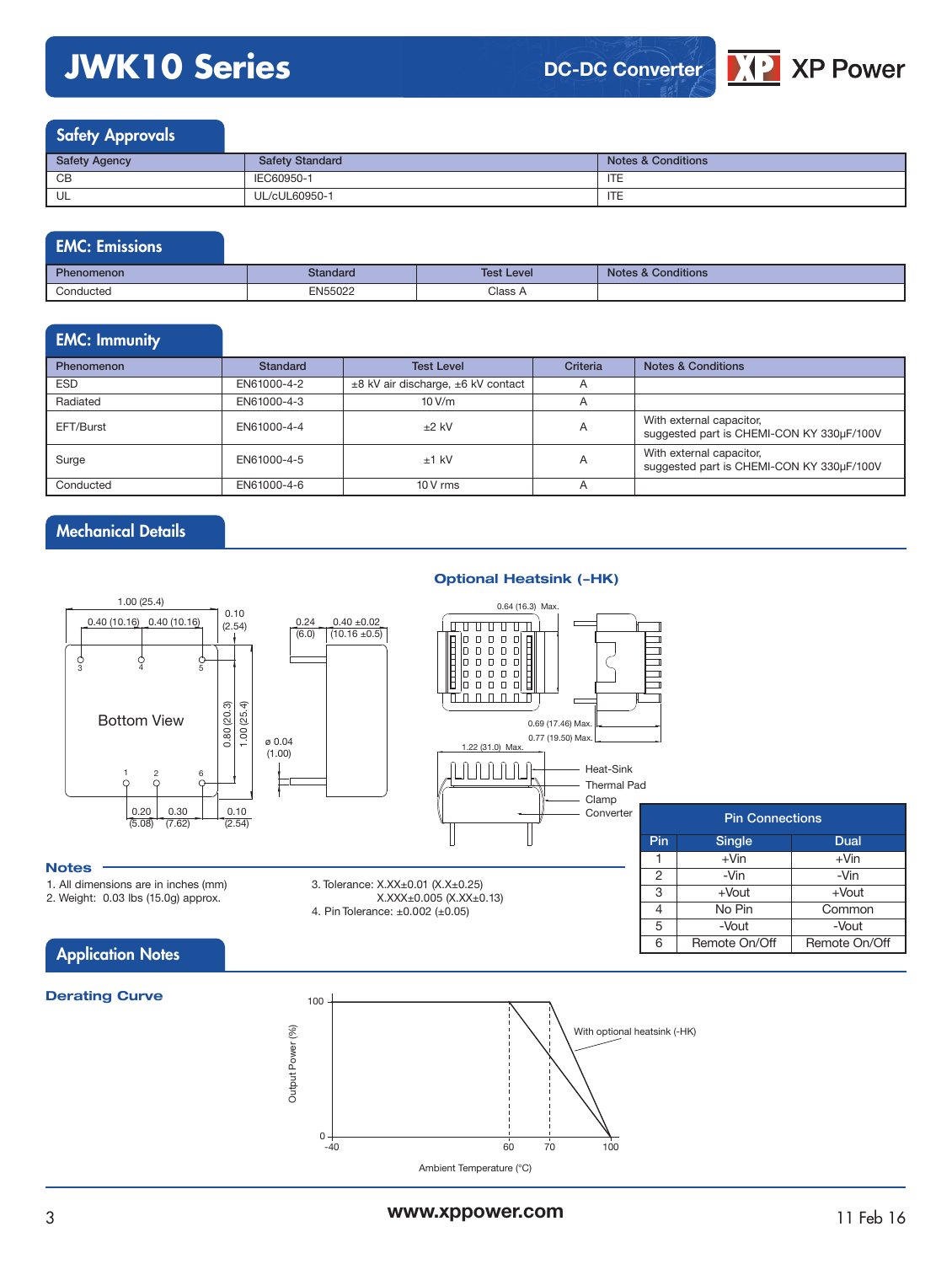# JWK10 Series

DC-DC Converter

## Safety Approvals

| Safety Agency | Safety Standard | Notes & Conditions |
|---|---|---|
| CB | IEC60950-1 | ITE |
| UL | UL/cUL60950-1 | ITE |

## EMC: Emissions

| Phenomenon | Standard | Test Level | Notes & Conditions |
|---|---|---|---|
| Conducted | EN55022 | Class A | |

## EMC: Immunity

| Phenomenon | Standard | Test Level | Criteria | Notes & Conditions |
|---|---|---|---|---|
| ESD | EN61000-4-2 | ±8 kV air discharge, ±6 kV contact | A | |
| Radiated | EN61000-4-3 | 10 V/m | A | |
| EFT/Burst | EN61000-4-4 | ±2 kV | A | With external capacitor, suggested part is CHEMI-CON KY 330µF/100V |
| Surge | EN61000-4-5 | ±1 kV | A | With external capacitor, suggested part is CHEMI-CON KY 330µF/100V |
| Conducted | EN61000-4-6 | 10 V rms | A | |

## Mechanical Details

1.00 (25.4)
0.40 (10.16) 0.40 (10.16)
0.10 (2.54)
0.24 (6.0)
0.40 ±0.02 (10.16 ±0.5)
3 4 5
Bottom View
0.80 (20.3)
1.00 (25.4)
ø 0.04 (1.00)
1 2 6
0.20 (5.08) 0.30 (7.62)
0.10 (2.54)

### Optional Heatsink (-HK)

0.64 (16.3) Max.
0.69 (17.46) Max.
0.77 (19.50) Max.
1.22 (31.0) Max.
Heat-Sink
Thermal Pad
Clamp
Converter

### Notes

1. All dimensions are in inches (mm)
2. Weight: 0.03 lbs (15.0g) approx.
3. Tolerance: X.XX±0.01 (X.X±0.25)
   X.XXX±0.005 (X.XX±0.13)
4. Pin Tolerance: ±0.002 (±0.05)

### Pin Connections

| Pin | Single | Dual |
|---|---|---|
| 1 | +Vin | +Vin |
| 2 | -Vin | -Vin |
| 3 | +Vout | +Vout |
| 4 | No Pin | Common |
| 5 | -Vout | -Vout |
| 6 | Remote On/Off | Remote On/Off |

## Application Notes

### Derating Curve

Output Power (%)
100
0
-40
60
70
100
Ambient Temperature (°C)
With optional heatsink (-HK)

www.xppower.com

11 Feb 16